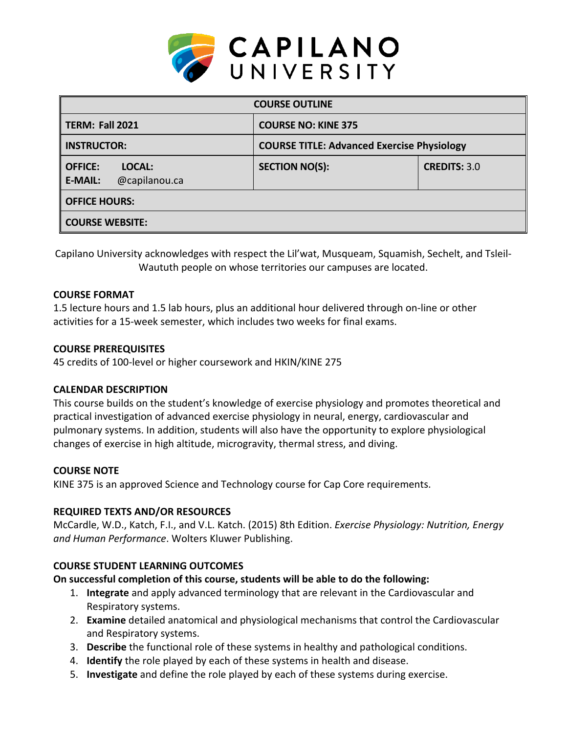| COURSE OUTLINE | | |
|---|---|---|
| **TERM: Fall 2021** | **COURSE NO: KINE 375** | |
| **INSTRUCTOR:** | **COURSE TITLE: Advanced Exercise Physiology** | |
| **OFFICE: LOCAL:** **E-MAIL:** @capilanou.ca | **SECTION NO(S):** | **CREDITS:** 3.0 |
| **OFFICE HOURS:** | | |
| **COURSE WEBSITE:** | | |

Capilano University acknowledges with respect the Lil'wat, Musqueam, Squamish, Sechelt, and Tsleil-Waututh people on whose territories our campuses are located.

### COURSE FORMAT

1.5 lecture hours and 1.5 lab hours, plus an additional hour delivered through on-line or other activities for a 15-week semester, which includes two weeks for final exams.

### COURSE PREREQUISITES

45 credits of 100-level or higher coursework and HKIN/KINE 275

### CALENDAR DESCRIPTION

This course builds on the student's knowledge of exercise physiology and promotes theoretical and practical investigation of advanced exercise physiology in neural, energy, cardiovascular and pulmonary systems. In addition, students will also have the opportunity to explore physiological changes of exercise in high altitude, microgravity, thermal stress, and diving.

### COURSE NOTE

KINE 375 is an approved Science and Technology course for Cap Core requirements.

### REQUIRED TEXTS AND/OR RESOURCES

McCardle, W.D., Katch, F.I., and V.L. Katch. (2015) 8th Edition. *Exercise Physiology: Nutrition, Energy and Human Performance*. Wolters Kluwer Publishing.

### COURSE STUDENT LEARNING OUTCOMES

**On successful completion of this course, students will be able to do the following:**

1. **Integrate** and apply advanced terminology that are relevant in the Cardiovascular and Respiratory systems.
2. **Examine** detailed anatomical and physiological mechanisms that control the Cardiovascular and Respiratory systems.
3. **Describe** the functional role of these systems in healthy and pathological conditions.
4. **Identify** the role played by each of these systems in health and disease.
5. **Investigate** and define the role played by each of these systems during exercise.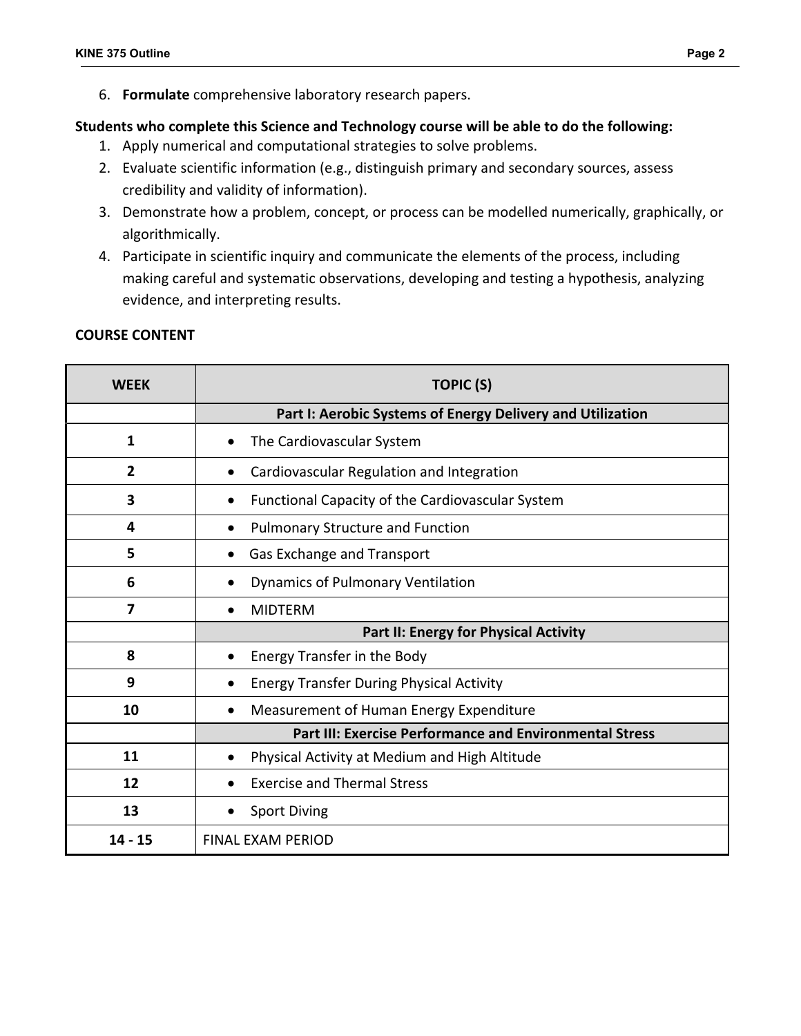6. **Formulate** comprehensive laboratory research papers.

**Students who complete this Science and Technology course will be able to do the following:**

1. Apply numerical and computational strategies to solve problems.
2. Evaluate scientific information (e.g., distinguish primary and secondary sources, assess credibility and validity of information).
3. Demonstrate how a problem, concept, or process can be modelled numerically, graphically, or algorithmically.
4. Participate in scientific inquiry and communicate the elements of the process, including making careful and systematic observations, developing and testing a hypothesis, analyzing evidence, and interpreting results.

**COURSE CONTENT**

| WEEK | TOPIC (S) |
| --- | --- |
| | **Part I: Aerobic Systems of Energy Delivery and Utilization** |
| 1 | • The Cardiovascular System |
| 2 | • Cardiovascular Regulation and Integration |
| 3 | • Functional Capacity of the Cardiovascular System |
| 4 | • Pulmonary Structure and Function |
| 5 | • Gas Exchange and Transport |
| 6 | • Dynamics of Pulmonary Ventilation |
| 7 | • MIDTERM |
| | **Part II: Energy for Physical Activity** |
| 8 | • Energy Transfer in the Body |
| 9 | • Energy Transfer During Physical Activity |
| 10 | • Measurement of Human Energy Expenditure |
| | **Part III: Exercise Performance and Environmental Stress** |
| 11 | • Physical Activity at Medium and High Altitude |
| 12 | • Exercise and Thermal Stress |
| 13 | • Sport Diving |
| 14 - 15 | FINAL EXAM PERIOD |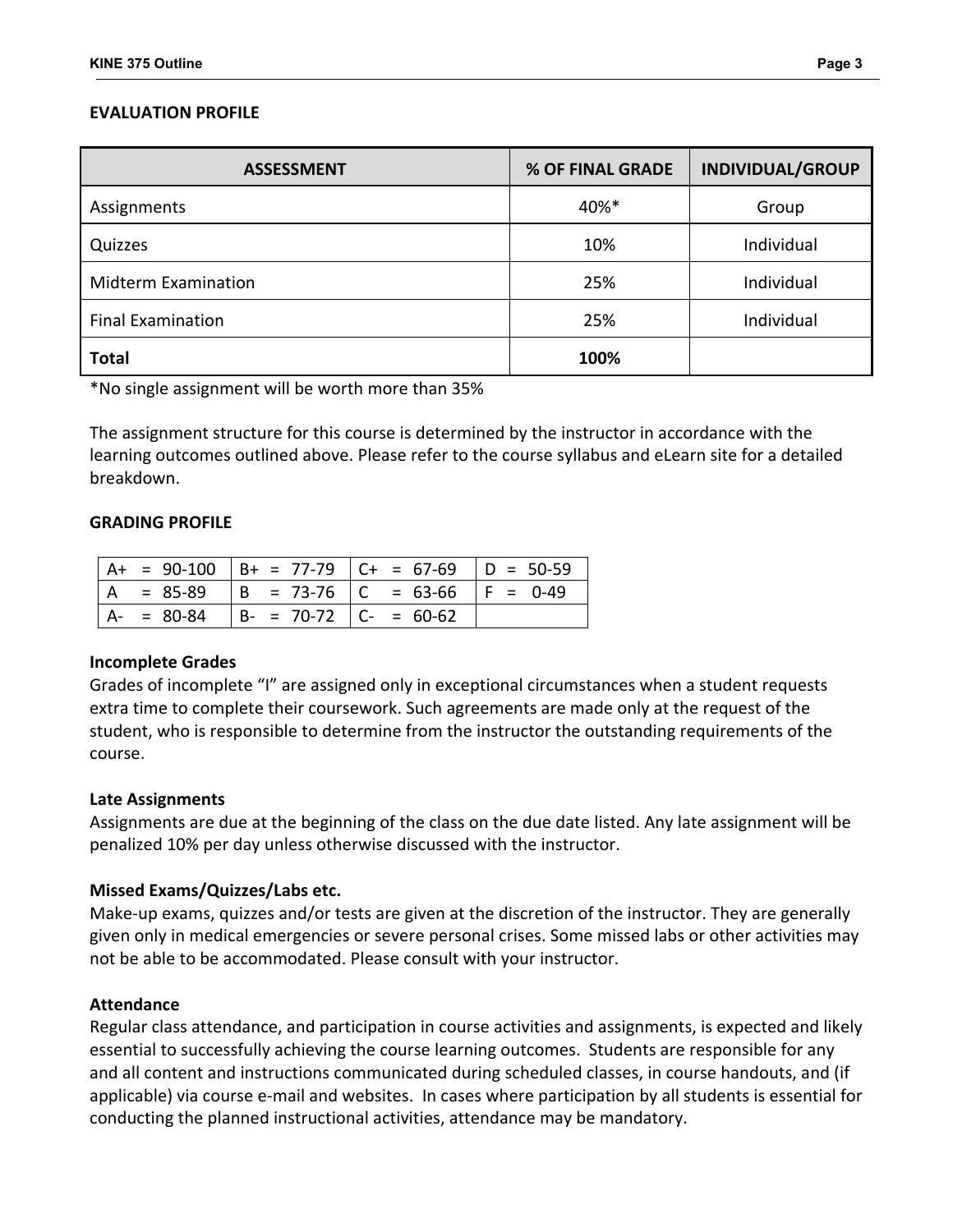**EVALUATION PROFILE**

| ASSESSMENT | % OF FINAL GRADE | INDIVIDUAL/GROUP |
|---|---|---|
| Assignments | 40%* | Group |
| Quizzes | 10% | Individual |
| Midterm Examination | 25% | Individual |
| Final Examination | 25% | Individual |
| **Total** | **100%** | |

*No single assignment will be worth more than 35%

The assignment structure for this course is determined by the instructor in accordance with the learning outcomes outlined above. Please refer to the course syllabus and eLearn site for a detailed breakdown.

**GRADING PROFILE**

| | | | |
|---|---|---|---|
| A+ = 90-100 | B+ = 77-79 | C+ = 67-69 | D = 50-59 |
| A = 85-89 | B = 73-76 | C = 63-66 | F = 0-49 |
| A- = 80-84 | B- = 70-72 | C- = 60-62 | |

**Incomplete Grades**

Grades of incomplete "I" are assigned only in exceptional circumstances when a student requests extra time to complete their coursework. Such agreements are made only at the request of the student, who is responsible to determine from the instructor the outstanding requirements of the course.

**Late Assignments**

Assignments are due at the beginning of the class on the due date listed. Any late assignment will be penalized 10% per day unless otherwise discussed with the instructor.

**Missed Exams/Quizzes/Labs etc.**

Make-up exams, quizzes and/or tests are given at the discretion of the instructor. They are generally given only in medical emergencies or severe personal crises. Some missed labs or other activities may not be able to be accommodated. Please consult with your instructor.

**Attendance**

Regular class attendance, and participation in course activities and assignments, is expected and likely essential to successfully achieving the course learning outcomes. Students are responsible for any and all content and instructions communicated during scheduled classes, in course handouts, and (if applicable) via course e-mail and websites. In cases where participation by all students is essential for conducting the planned instructional activities, attendance may be mandatory.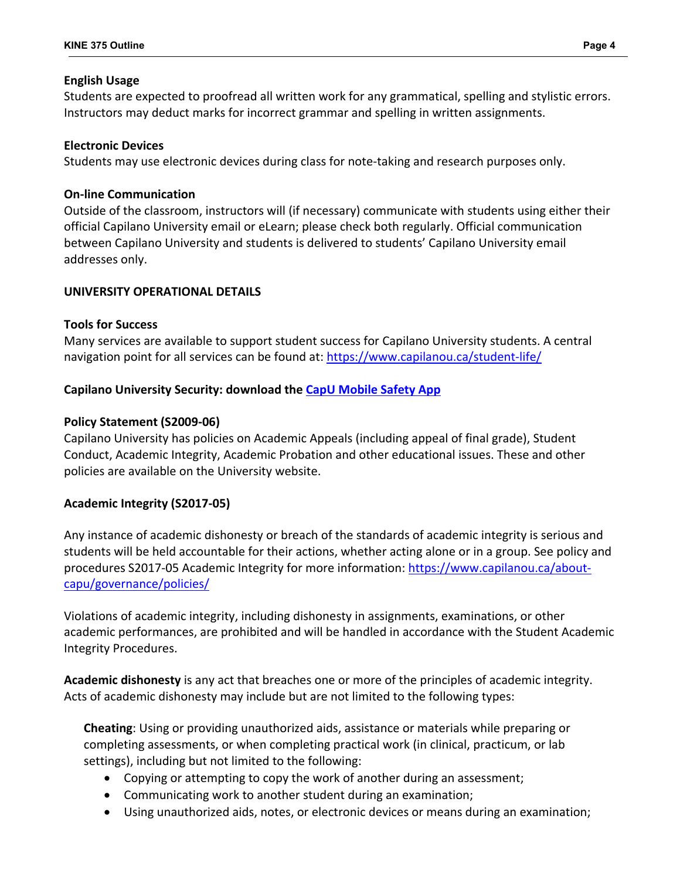**English Usage**
Students are expected to proofread all written work for any grammatical, spelling and stylistic errors. Instructors may deduct marks for incorrect grammar and spelling in written assignments.

**Electronic Devices**
Students may use electronic devices during class for note-taking and research purposes only.

**On-line Communication**
Outside of the classroom, instructors will (if necessary) communicate with students using either their official Capilano University email or eLearn; please check both regularly. Official communication between Capilano University and students is delivered to students' Capilano University email addresses only.

**UNIVERSITY OPERATIONAL DETAILS**

**Tools for Success**
Many services are available to support student success for Capilano University students. A central navigation point for all services can be found at: https://www.capilanou.ca/student-life/

**Capilano University Security: download the CapU Mobile Safety App**

**Policy Statement (S2009-06)**
Capilano University has policies on Academic Appeals (including appeal of final grade), Student Conduct, Academic Integrity, Academic Probation and other educational issues. These and other policies are available on the University website.

**Academic Integrity (S2017-05)**

Any instance of academic dishonesty or breach of the standards of academic integrity is serious and students will be held accountable for their actions, whether acting alone or in a group. See policy and procedures S2017-05 Academic Integrity for more information: https://www.capilanou.ca/about-capu/governance/policies/

Violations of academic integrity, including dishonesty in assignments, examinations, or other academic performances, are prohibited and will be handled in accordance with the Student Academic Integrity Procedures.

**Academic dishonesty** is any act that breaches one or more of the principles of academic integrity. Acts of academic dishonesty may include but are not limited to the following types:

**Cheating**: Using or providing unauthorized aids, assistance or materials while preparing or completing assessments, or when completing practical work (in clinical, practicum, or lab settings), including but not limited to the following:

- Copying or attempting to copy the work of another during an assessment;
- Communicating work to another student during an examination;
- Using unauthorized aids, notes, or electronic devices or means during an examination;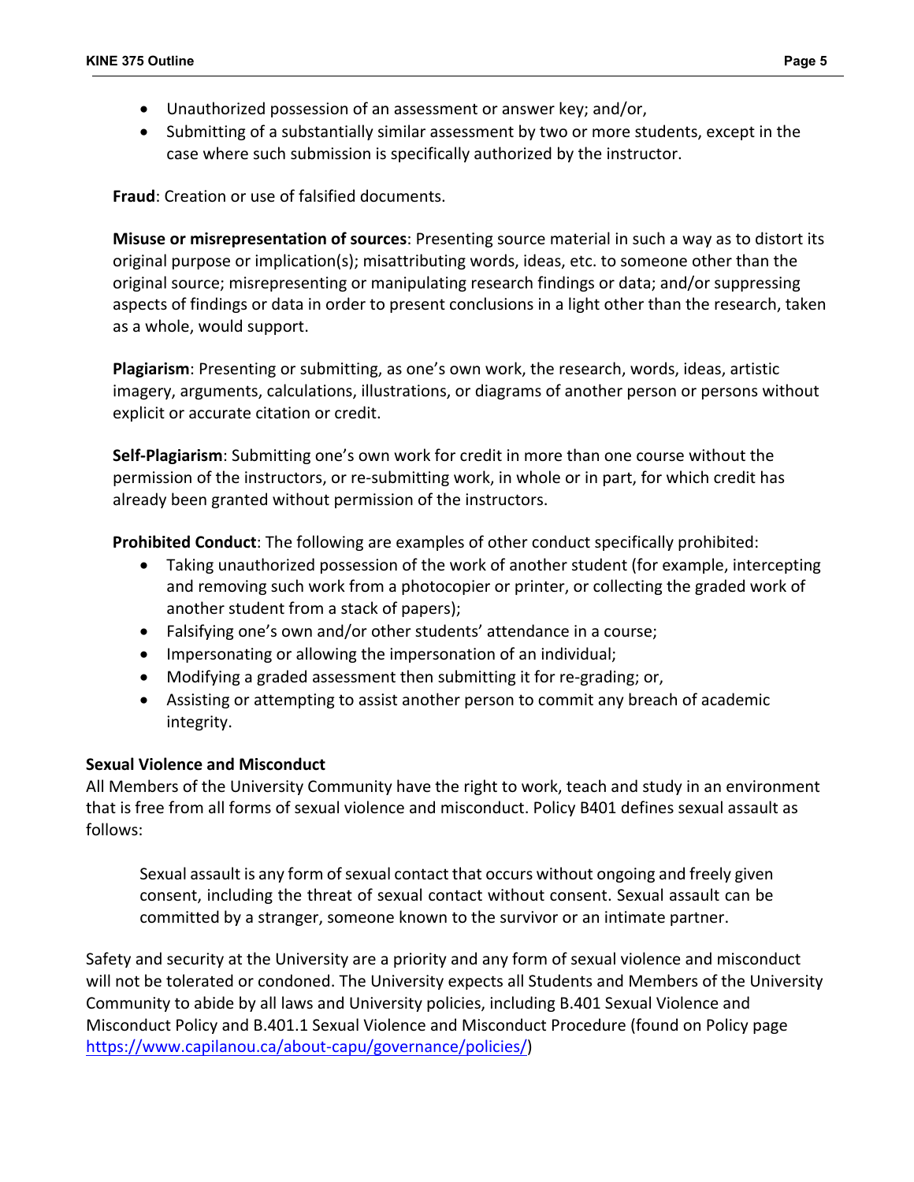- Unauthorized possession of an assessment or answer key; and/or,
- Submitting of a substantially similar assessment by two or more students, except in the case where such submission is specifically authorized by the instructor.

**Fraud**: Creation or use of falsified documents.

**Misuse or misrepresentation of sources**: Presenting source material in such a way as to distort its original purpose or implication(s); misattributing words, ideas, etc. to someone other than the original source; misrepresenting or manipulating research findings or data; and/or suppressing aspects of findings or data in order to present conclusions in a light other than the research, taken as a whole, would support.

**Plagiarism**: Presenting or submitting, as one's own work, the research, words, ideas, artistic imagery, arguments, calculations, illustrations, or diagrams of another person or persons without explicit or accurate citation or credit.

**Self-Plagiarism**: Submitting one's own work for credit in more than one course without the permission of the instructors, or re-submitting work, in whole or in part, for which credit has already been granted without permission of the instructors.

**Prohibited Conduct**: The following are examples of other conduct specifically prohibited:

- Taking unauthorized possession of the work of another student (for example, intercepting and removing such work from a photocopier or printer, or collecting the graded work of another student from a stack of papers);
- Falsifying one's own and/or other students' attendance in a course;
- Impersonating or allowing the impersonation of an individual;
- Modifying a graded assessment then submitting it for re-grading; or,
- Assisting or attempting to assist another person to commit any breach of academic integrity.

### Sexual Violence and Misconduct

All Members of the University Community have the right to work, teach and study in an environment that is free from all forms of sexual violence and misconduct. Policy B401 defines sexual assault as follows:

> Sexual assault is any form of sexual contact that occurs without ongoing and freely given consent, including the threat of sexual contact without consent. Sexual assault can be committed by a stranger, someone known to the survivor or an intimate partner.

Safety and security at the University are a priority and any form of sexual violence and misconduct will not be tolerated or condoned. The University expects all Students and Members of the University Community to abide by all laws and University policies, including B.401 Sexual Violence and Misconduct Policy and B.401.1 Sexual Violence and Misconduct Procedure (found on Policy page https://www.capilanou.ca/about-capu/governance/policies/)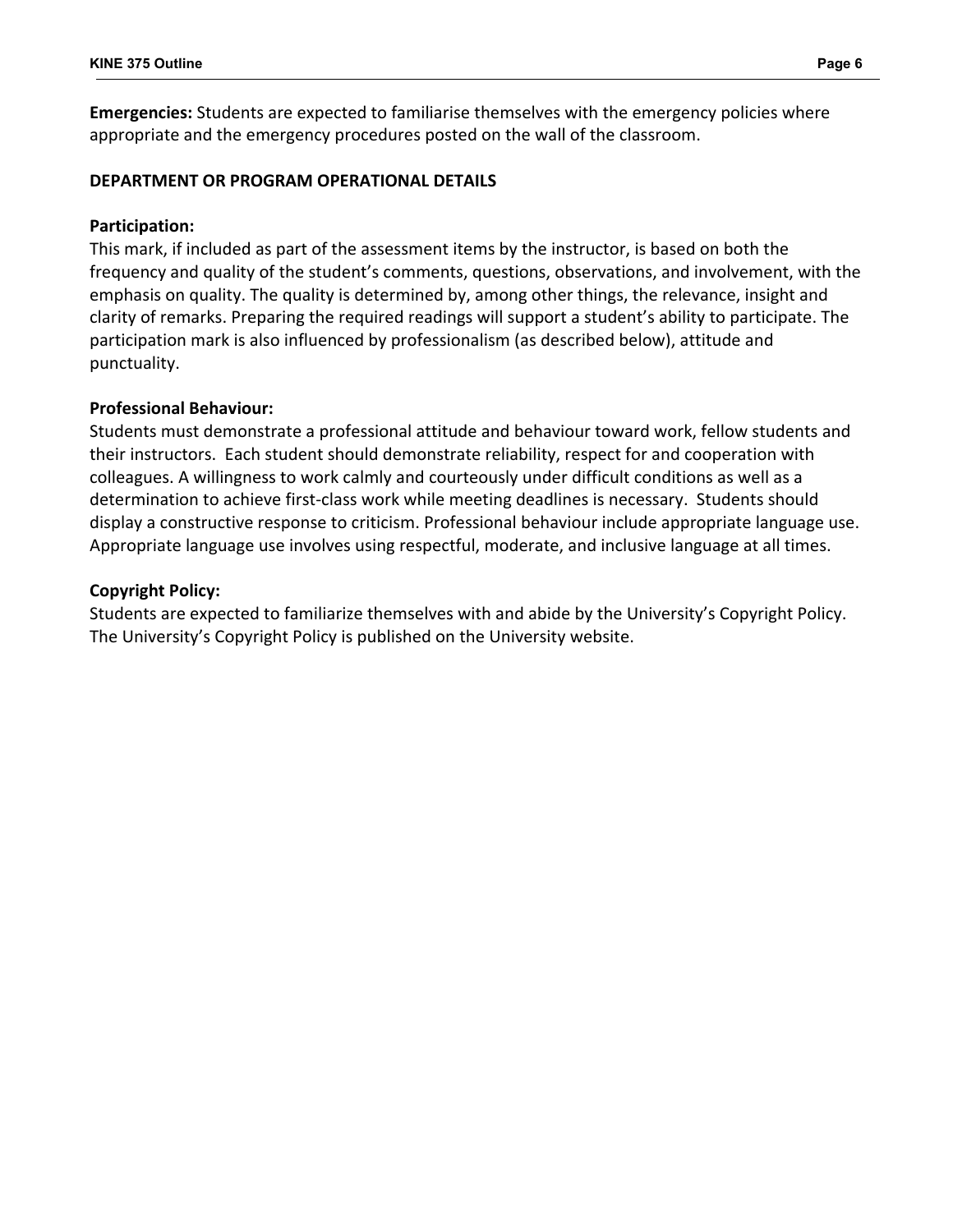**Emergencies:** Students are expected to familiarise themselves with the emergency policies where appropriate and the emergency procedures posted on the wall of the classroom.

## DEPARTMENT OR PROGRAM OPERATIONAL DETAILS

**Participation:**
This mark, if included as part of the assessment items by the instructor, is based on both the frequency and quality of the student's comments, questions, observations, and involvement, with the emphasis on quality. The quality is determined by, among other things, the relevance, insight and clarity of remarks. Preparing the required readings will support a student's ability to participate. The participation mark is also influenced by professionalism (as described below), attitude and punctuality.

**Professional Behaviour:**
Students must demonstrate a professional attitude and behaviour toward work, fellow students and their instructors. Each student should demonstrate reliability, respect for and cooperation with colleagues. A willingness to work calmly and courteously under difficult conditions as well as a determination to achieve first-class work while meeting deadlines is necessary. Students should display a constructive response to criticism. Professional behaviour include appropriate language use. Appropriate language use involves using respectful, moderate, and inclusive language at all times.

**Copyright Policy:**
Students are expected to familiarize themselves with and abide by the University's Copyright Policy. The University's Copyright Policy is published on the University website.